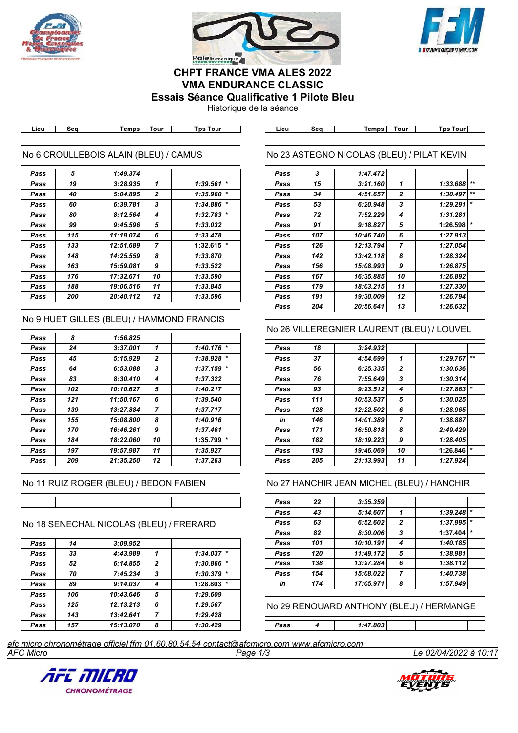# CHPT FRANCE VMA ALES 2022

## VMA ENDURANCE CLASSIC

## Essais Séance Qualificative 1 Pilote Bleu

Historique de la séance

### No 6 CROULLEBOIS ALAIN (BLEU) / CAMUS

| Lieu | Seq | Temps | Tour | Tps Tour | |
|---|---|---|---|---|---|
| Pass | 5 | 1:49.374 | | | |
| Pass | 19 | 3:28.935 | 1 | 1:39.561 | * |
| Pass | 40 | 5:04.895 | 2 | 1:35.960 | * |
| Pass | 60 | 6:39.781 | 3 | 1:34.886 | * |
| Pass | 80 | 8:12.564 | 4 | 1:32.783 | * |
| Pass | 99 | 9:45.596 | 5 | 1:33.032 | |
| Pass | 115 | 11:19.074 | 6 | 1:33.478 | |
| Pass | 133 | 12:51.689 | 7 | 1:32.615 | * |
| Pass | 148 | 14:25.559 | 8 | 1:33.870 | |
| Pass | 163 | 15:59.081 | 9 | 1:33.522 | |
| Pass | 176 | 17:32.671 | 10 | 1:33.590 | |
| Pass | 188 | 19:06.516 | 11 | 1:33.845 | |
| Pass | 200 | 20:40.112 | 12 | 1:33.596 | |

### No 9 HUET GILLES (BLEU) / HAMMOND FRANCIS

| Lieu | Seq | Temps | Tour | Tps Tour | |
|---|---|---|---|---|---|
| Pass | 8 | 1:56.825 | | | |
| Pass | 24 | 3:37.001 | 1 | 1:40.176 | * |
| Pass | 45 | 5:15.929 | 2 | 1:38.928 | * |
| Pass | 64 | 6:53.088 | 3 | 1:37.159 | * |
| Pass | 83 | 8:30.410 | 4 | 1:37.322 | |
| Pass | 102 | 10:10.627 | 5 | 1:40.217 | |
| Pass | 121 | 11:50.167 | 6 | 1:39.540 | |
| Pass | 139 | 13:27.884 | 7 | 1:37.717 | |
| Pass | 155 | 15:08.800 | 8 | 1:40.916 | |
| Pass | 170 | 16:46.261 | 9 | 1:37.461 | |
| Pass | 184 | 18:22.060 | 10 | 1:35.799 | * |
| Pass | 197 | 19:57.987 | 11 | 1:35.927 | |
| Pass | 209 | 21:35.250 | 12 | 1:37.263 | |

### No 11 RUIZ ROGER (BLEU) / BEDON FABIEN

| Lieu | Seq | Temps | Tour | Tps Tour | |
|---|---|---|---|---|---|
| | | | | | |

### No 18 SENECHAL NICOLAS (BLEU) / FRERARD

| Lieu | Seq | Temps | Tour | Tps Tour | |
|---|---|---|---|---|---|
| Pass | 14 | 3:09.952 | | | |
| Pass | 33 | 4:43.989 | 1 | 1:34.037 | * |
| Pass | 52 | 6:14.855 | 2 | 1:30.866 | * |
| Pass | 70 | 7:45.234 | 3 | 1:30.379 | * |
| Pass | 89 | 9:14.037 | 4 | 1:28.803 | * |
| Pass | 106 | 10:43.646 | 5 | 1:29.609 | |
| Pass | 125 | 12:13.213 | 6 | 1:29.567 | |
| Pass | 143 | 13:42.641 | 7 | 1:29.428 | |
| Pass | 157 | 15:13.070 | 8 | 1:30.429 | |

### No 23 ASTEGNO NICOLAS (BLEU) / PILAT KEVIN

| Lieu | Seq | Temps | Tour | Tps Tour | |
|---|---|---|---|---|---|
| Pass | 3 | 1:47.472 | | | |
| Pass | 15 | 3:21.160 | 1 | 1:33.688 | ** |
| Pass | 34 | 4:51.657 | 2 | 1:30.497 | ** |
| Pass | 53 | 6:20.948 | 3 | 1:29.291 | * |
| Pass | 72 | 7:52.229 | 4 | 1:31.281 | |
| Pass | 91 | 9:18.827 | 5 | 1:26.598 | * |
| Pass | 107 | 10:46.740 | 6 | 1:27.913 | |
| Pass | 126 | 12:13.794 | 7 | 1:27.054 | |
| Pass | 142 | 13:42.118 | 8 | 1:28.324 | |
| Pass | 156 | 15:08.993 | 9 | 1:26.875 | |
| Pass | 167 | 16:35.885 | 10 | 1:26.892 | |
| Pass | 179 | 18:03.215 | 11 | 1:27.330 | |
| Pass | 191 | 19:30.009 | 12 | 1:26.794 | |
| Pass | 204 | 20:56.641 | 13 | 1:26.632 | |

### No 26 VILLEREGNIER LAURENT (BLEU) / LOUVEL

| Lieu | Seq | Temps | Tour | Tps Tour | |
|---|---|---|---|---|---|
| Pass | 18 | 3:24.932 | | | |
| Pass | 37 | 4:54.699 | 1 | 1:29.767 | ** |
| Pass | 56 | 6:25.335 | 2 | 1:30.636 | |
| Pass | 76 | 7:55.649 | 3 | 1:30.314 | |
| Pass | 93 | 9:23.512 | 4 | 1:27.863 | * |
| Pass | 111 | 10:53.537 | 5 | 1:30.025 | |
| Pass | 128 | 12:22.502 | 6 | 1:28.965 | |
| In | 146 | 14:01.389 | 7 | 1:38.887 | |
| Pass | 171 | 16:50.818 | 8 | 2:49.429 | |
| Pass | 182 | 18:19.223 | 9 | 1:28.405 | |
| Pass | 193 | 19:46.069 | 10 | 1:26.846 | * |
| Pass | 205 | 21:13.993 | 11 | 1:27.924 | |

### No 27 HANCHIR JEAN MICHEL (BLEU) / HANCHIR

| Lieu | Seq | Temps | Tour | Tps Tour | |
|---|---|---|---|---|---|
| Pass | 22 | 3:35.359 | | | |
| Pass | 43 | 5:14.607 | 1 | 1:39.248 | * |
| Pass | 63 | 6:52.602 | 2 | 1:37.995 | * |
| Pass | 82 | 8:30.006 | 3 | 1:37.404 | * |
| Pass | 101 | 10:10.191 | 4 | 1:40.185 | |
| Pass | 120 | 11:49.172 | 5 | 1:38.981 | |
| Pass | 138 | 13:27.284 | 6 | 1:38.112 | |
| Pass | 154 | 15:08.022 | 7 | 1:40.738 | |
| In | 174 | 17:05.971 | 8 | 1:57.949 | |

### No 29 RENOUARD ANTHONY (BLEU) / HERMANGE

| Lieu | Seq | Temps | Tour | Tps Tour | |
|---|---|---|---|---|---|
| Pass | 4 | 1:47.803 | | | |

afc micro chronométrage officiel ffm 01.60.80.54.54 contact@afcmicro.com www.afcmicro.com

AFC Micro — Le 02/04/2022 à 10:17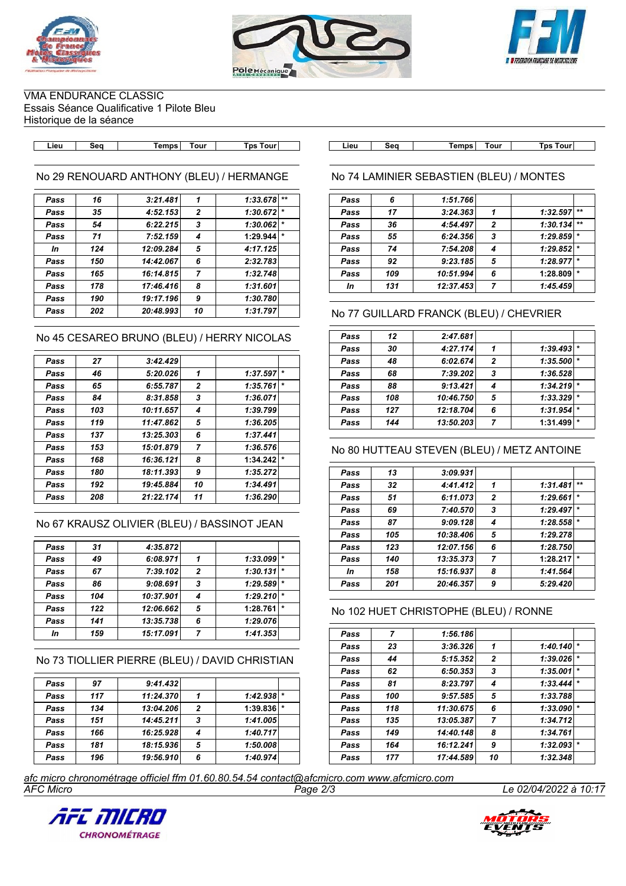VMA ENDURANCE CLASSIC
Essais Séance Qualificative 1 Pilote Bleu
Historique de la séance

## No 29 RENOUARD ANTHONY (BLEU) / HERMANGE

| Lieu | Seq | Temps | Tour | Tps Tour | |
|---|---|---|---|---|---|
| Pass | 16 | 3:21.481 | 1 | 1:33.678 | ** |
| Pass | 35 | 4:52.153 | 2 | 1:30.672 | * |
| Pass | 54 | 6:22.215 | 3 | 1:30.062 | * |
| Pass | 71 | 7:52.159 | 4 | 1:29.944 | * |
| In | 124 | 12:09.284 | 5 | 4:17.125 | |
| Pass | 150 | 14:42.067 | 6 | 2:32.783 | |
| Pass | 165 | 16:14.815 | 7 | 1:32.748 | |
| Pass | 178 | 17:46.416 | 8 | 1:31.601 | |
| Pass | 190 | 19:17.196 | 9 | 1:30.780 | |
| Pass | 202 | 20:48.993 | 10 | 1:31.797 | |

## No 45 CESAREO BRUNO (BLEU) / HERRY NICOLAS

| Lieu | Seq | Temps | Tour | Tps Tour | |
|---|---|---|---|---|---|
| Pass | 27 | 3:42.429 | | | |
| Pass | 46 | 5:20.026 | 1 | 1:37.597 | * |
| Pass | 65 | 6:55.787 | 2 | 1:35.761 | * |
| Pass | 84 | 8:31.858 | 3 | 1:36.071 | |
| Pass | 103 | 10:11.657 | 4 | 1:39.799 | |
| Pass | 119 | 11:47.862 | 5 | 1:36.205 | |
| Pass | 137 | 13:25.303 | 6 | 1:37.441 | |
| Pass | 153 | 15:01.879 | 7 | 1:36.576 | |
| Pass | 168 | 16:36.121 | 8 | 1:34.242 | * |
| Pass | 180 | 18:11.393 | 9 | 1:35.272 | |
| Pass | 192 | 19:45.884 | 10 | 1:34.491 | |
| Pass | 208 | 21:22.174 | 11 | 1:36.290 | |

## No 67 KRAUSZ OLIVIER (BLEU) / BASSINOT JEAN

| Lieu | Seq | Temps | Tour | Tps Tour | |
|---|---|---|---|---|---|
| Pass | 31 | 4:35.872 | | | |
| Pass | 49 | 6:08.971 | 1 | 1:33.099 | * |
| Pass | 67 | 7:39.102 | 2 | 1:30.131 | * |
| Pass | 86 | 9:08.691 | 3 | 1:29.589 | * |
| Pass | 104 | 10:37.901 | 4 | 1:29.210 | * |
| Pass | 122 | 12:06.662 | 5 | 1:28.761 | * |
| Pass | 141 | 13:35.738 | 6 | 1:29.076 | |
| In | 159 | 15:17.091 | 7 | 1:41.353 | |

## No 73 TIOLLIER PIERRE (BLEU) / DAVID CHRISTIAN

| Lieu | Seq | Temps | Tour | Tps Tour | |
|---|---|---|---|---|---|
| Pass | 97 | 9:41.432 | | | |
| Pass | 117 | 11:24.370 | 1 | 1:42.938 | * |
| Pass | 134 | 13:04.206 | 2 | 1:39.836 | * |
| Pass | 151 | 14:45.211 | 3 | 1:41.005 | |
| Pass | 166 | 16:25.928 | 4 | 1:40.717 | |
| Pass | 181 | 18:15.936 | 5 | 1:50.008 | |
| Pass | 196 | 19:56.910 | 6 | 1:40.974 | |

## No 74 LAMINIER SEBASTIEN (BLEU) / MONTES

| Lieu | Seq | Temps | Tour | Tps Tour | |
|---|---|---|---|---|---|
| Pass | 6 | 1:51.766 | | | |
| Pass | 17 | 3:24.363 | 1 | 1:32.597 | ** |
| Pass | 36 | 4:54.497 | 2 | 1:30.134 | ** |
| Pass | 55 | 6:24.356 | 3 | 1:29.859 | * |
| Pass | 74 | 7:54.208 | 4 | 1:29.852 | * |
| Pass | 92 | 9:23.185 | 5 | 1:28.977 | * |
| Pass | 109 | 10:51.994 | 6 | 1:28.809 | * |
| In | 131 | 12:37.453 | 7 | 1:45.459 | |

## No 77 GUILLARD FRANCK (BLEU) / CHEVRIER

| Lieu | Seq | Temps | Tour | Tps Tour | |
|---|---|---|---|---|---|
| Pass | 12 | 2:47.681 | | | |
| Pass | 30 | 4:27.174 | 1 | 1:39.493 | * |
| Pass | 48 | 6:02.674 | 2 | 1:35.500 | * |
| Pass | 68 | 7:39.202 | 3 | 1:36.528 | |
| Pass | 88 | 9:13.421 | 4 | 1:34.219 | * |
| Pass | 108 | 10:46.750 | 5 | 1:33.329 | * |
| Pass | 127 | 12:18.704 | 6 | 1:31.954 | * |
| Pass | 144 | 13:50.203 | 7 | 1:31.499 | * |

## No 80 HUTTEAU STEVEN (BLEU) / METZ ANTOINE

| Lieu | Seq | Temps | Tour | Tps Tour | |
|---|---|---|---|---|---|
| Pass | 13 | 3:09.931 | | | |
| Pass | 32 | 4:41.412 | 1 | 1:31.481 | ** |
| Pass | 51 | 6:11.073 | 2 | 1:29.661 | * |
| Pass | 69 | 7:40.570 | 3 | 1:29.497 | * |
| Pass | 87 | 9:09.128 | 4 | 1:28.558 | * |
| Pass | 105 | 10:38.406 | 5 | 1:29.278 | |
| Pass | 123 | 12:07.156 | 6 | 1:28.750 | |
| Pass | 140 | 13:35.373 | 7 | 1:28.217 | * |
| In | 158 | 15:16.937 | 8 | 1:41.564 | |
| Pass | 201 | 20:46.357 | 9 | 5:29.420 | |

## No 102 HUET CHRISTOPHE (BLEU) / RONNE

| Lieu | Seq | Temps | Tour | Tps Tour | |
|---|---|---|---|---|---|
| Pass | 7 | 1:56.186 | | | |
| Pass | 23 | 3:36.326 | 1 | 1:40.140 | * |
| Pass | 44 | 5:15.352 | 2 | 1:39.026 | * |
| Pass | 62 | 6:50.353 | 3 | 1:35.001 | * |
| Pass | 81 | 8:23.797 | 4 | 1:33.444 | * |
| Pass | 100 | 9:57.585 | 5 | 1:33.788 | |
| Pass | 118 | 11:30.675 | 6 | 1:33.090 | * |
| Pass | 135 | 13:05.387 | 7 | 1:34.712 | |
| Pass | 149 | 14:40.148 | 8 | 1:34.761 | |
| Pass | 164 | 16:12.241 | 9 | 1:32.093 | * |
| Pass | 177 | 17:44.589 | 10 | 1:32.348 | |

*afc micro chronométrage officiel ffm 01.60.80.54.54 contact@afcmicro.com www.afcmicro.com*
*AFC Micro* — *Le 02/04/2022 à 10:17*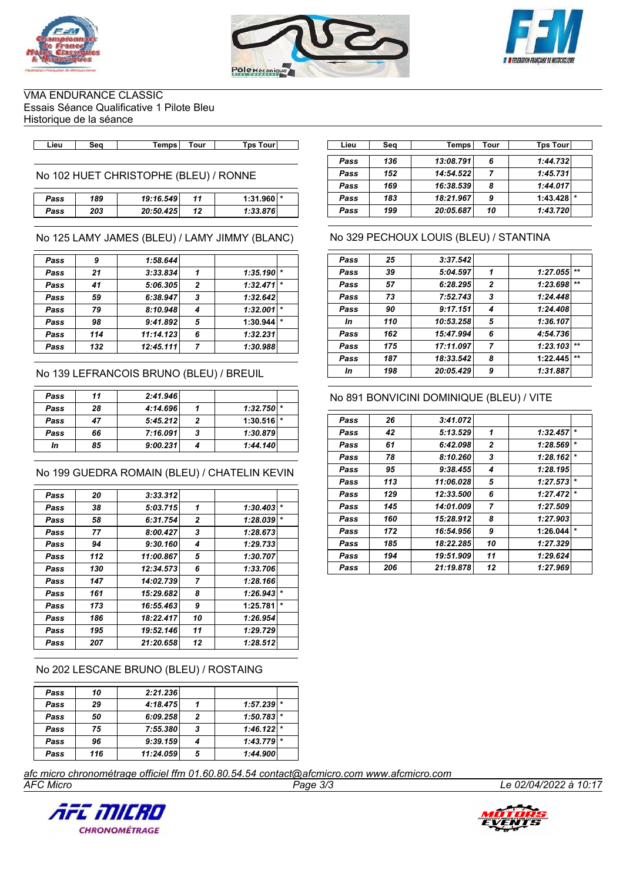VMA ENDURANCE CLASSIC
Essais Séance Qualificative 1 Pilote Bleu
Historique de la séance

## No 102 HUET CHRISTOPHE (BLEU) / RONNE

| Lieu | Seq | Temps | Tour | Tps Tour | |
|---|---|---|---|---|---|
| Pass | 189 | 19:16.549 | 11 | 1:31.960 | * |
| Pass | 203 | 20:50.425 | 12 | 1:33.876 | |

## No 125 LAMY JAMES (BLEU) / LAMY JIMMY (BLANC)

| Lieu | Seq | Temps | Tour | Tps Tour | |
|---|---|---|---|---|---|
| Pass | 9 | 1:58.644 | | | |
| Pass | 21 | 3:33.834 | 1 | 1:35.190 | * |
| Pass | 41 | 5:06.305 | 2 | 1:32.471 | * |
| Pass | 59 | 6:38.947 | 3 | 1:32.642 | |
| Pass | 79 | 8:10.948 | 4 | 1:32.001 | * |
| Pass | 98 | 9:41.892 | 5 | 1:30.944 | * |
| Pass | 114 | 11:14.123 | 6 | 1:32.231 | |
| Pass | 132 | 12:45.111 | 7 | 1:30.988 | |
| Pass | 136 | 13:08.791 | 6 | 1:44.732 | |
| Pass | 152 | 14:54.522 | 7 | 1:45.731 | |
| Pass | 169 | 16:38.539 | 8 | 1:44.017 | |
| Pass | 183 | 18:21.967 | 9 | 1:43.428 | * |
| Pass | 199 | 20:05.687 | 10 | 1:43.720 | |

## No 139 LEFRANCOIS BRUNO (BLEU) / BREUIL

| Lieu | Seq | Temps | Tour | Tps Tour | |
|---|---|---|---|---|---|
| Pass | 11 | 2:41.946 | | | |
| Pass | 28 | 4:14.696 | 1 | 1:32.750 | * |
| Pass | 47 | 5:45.212 | 2 | 1:30.516 | * |
| Pass | 66 | 7:16.091 | 3 | 1:30.879 | |
| In | 85 | 9:00.231 | 4 | 1:44.140 | |

## No 199 GUEDRA ROMAIN (BLEU) / CHATELIN KEVIN

| Lieu | Seq | Temps | Tour | Tps Tour | |
|---|---|---|---|---|---|
| Pass | 20 | 3:33.312 | | | |
| Pass | 38 | 5:03.715 | 1 | 1:30.403 | * |
| Pass | 58 | 6:31.754 | 2 | 1:28.039 | * |
| Pass | 77 | 8:00.427 | 3 | 1:28.673 | |
| Pass | 94 | 9:30.160 | 4 | 1:29.733 | |
| Pass | 112 | 11:00.867 | 5 | 1:30.707 | |
| Pass | 130 | 12:34.573 | 6 | 1:33.706 | |
| Pass | 147 | 14:02.739 | 7 | 1:28.166 | |
| Pass | 161 | 15:29.682 | 8 | 1:26.943 | * |
| Pass | 173 | 16:55.463 | 9 | 1:25.781 | * |
| Pass | 186 | 18:22.417 | 10 | 1:26.954 | |
| Pass | 195 | 19:52.146 | 11 | 1:29.729 | |
| Pass | 207 | 21:20.658 | 12 | 1:28.512 | |

## No 202 LESCANE BRUNO (BLEU) / ROSTAING

| Lieu | Seq | Temps | Tour | Tps Tour | |
|---|---|---|---|---|---|
| Pass | 10 | 2:21.236 | | | |
| Pass | 29 | 4:18.475 | 1 | 1:57.239 | * |
| Pass | 50 | 6:09.258 | 2 | 1:50.783 | * |
| Pass | 75 | 7:55.380 | 3 | 1:46.122 | * |
| Pass | 96 | 9:39.159 | 4 | 1:43.779 | * |
| Pass | 116 | 11:24.059 | 5 | 1:44.900 | |

## No 329 PECHOUX LOUIS (BLEU) / STANTINA

| Lieu | Seq | Temps | Tour | Tps Tour | |
|---|---|---|---|---|---|
| Pass | 25 | 3:37.542 | | | |
| Pass | 39 | 5:04.597 | 1 | 1:27.055 | ** |
| Pass | 57 | 6:28.295 | 2 | 1:23.698 | ** |
| Pass | 73 | 7:52.743 | 3 | 1:24.448 | |
| Pass | 90 | 9:17.151 | 4 | 1:24.408 | |
| In | 110 | 10:53.258 | 5 | 1:36.107 | |
| Pass | 162 | 15:47.994 | 6 | 4:54.736 | |
| Pass | 175 | 17:11.097 | 7 | 1:23.103 | ** |
| Pass | 187 | 18:33.542 | 8 | 1:22.445 | ** |
| In | 198 | 20:05.429 | 9 | 1:31.887 | |

## No 891 BONVICINI DOMINIQUE (BLEU) / VITE

| Lieu | Seq | Temps | Tour | Tps Tour | |
|---|---|---|---|---|---|
| Pass | 26 | 3:41.072 | | | |
| Pass | 42 | 5:13.529 | 1 | 1:32.457 | * |
| Pass | 61 | 6:42.098 | 2 | 1:28.569 | * |
| Pass | 78 | 8:10.260 | 3 | 1:28.162 | * |
| Pass | 95 | 9:38.455 | 4 | 1:28.195 | |
| Pass | 113 | 11:06.028 | 5 | 1:27.573 | * |
| Pass | 129 | 12:33.500 | 6 | 1:27.472 | * |
| Pass | 145 | 14:01.009 | 7 | 1:27.509 | |
| Pass | 160 | 15:28.912 | 8 | 1:27.903 | |
| Pass | 172 | 16:54.956 | 9 | 1:26.044 | * |
| Pass | 185 | 18:22.285 | 10 | 1:27.329 | |
| Pass | 194 | 19:51.909 | 11 | 1:29.624 | |
| Pass | 206 | 21:19.878 | 12 | 1:27.969 | |

*afc micro chronométrage officiel ffm 01.60.80.54.54 contact@afcmicro.com www.afcmicro.com*

*AFC Micro* — *Le 02/04/2022 à 10:17*